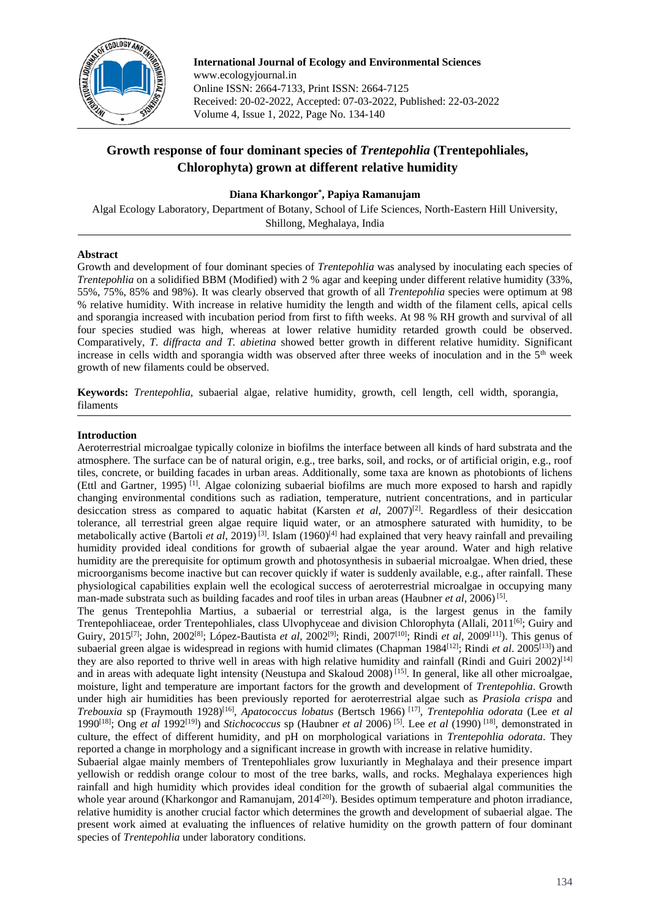# Growth response of four dominant species of *Trentepohlia* (Trentepohliales, Chlorophyta) grown at different relative humidity

**Diana Kharkongor*, Papiya Ramanujam**

Algal Ecology Laboratory, Department of Botany, School of Life Sciences, North-Eastern Hill University, Shillong, Meghalaya, India

## Abstract

Growth and development of four dominant species of *Trentepohlia* was analysed by inoculating each species of *Trentepohlia* on a solidified BBM (Modified) with 2 % agar and keeping under different relative humidity (33%, 55%, 75%, 85% and 98%). It was clearly observed that growth of all *Trentepohlia* species were optimum at 98 % relative humidity. With increase in relative humidity the length and width of the filament cells, apical cells and sporangia increased with incubation period from first to fifth weeks. At 98 % RH growth and survival of all four species studied was high, whereas at lower relative humidity retarded growth could be observed. Comparatively, *T. diffracta and T. abietina* showed better growth in different relative humidity. Significant increase in cells width and sporangia width was observed after three weeks of inoculation and in the 5th week growth of new filaments could be observed.

**Keywords:** *Trentepohlia*, subaerial algae, relative humidity, growth, cell length, cell width, sporangia, filaments

## Introduction

Aeroterrestrial microalgae typically colonize in biofilms the interface between all kinds of hard substrata and the atmosphere. The surface can be of natural origin, e.g., tree barks, soil, and rocks, or of artificial origin, e.g., roof tiles, concrete, or building facades in urban areas. Additionally, some taxa are known as photobionts of lichens (Ettl and Gartner, 1995) [1]. Algae colonizing subaerial biofilms are much more exposed to harsh and rapidly changing environmental conditions such as radiation, temperature, nutrient concentrations, and in particular desiccation stress as compared to aquatic habitat (Karsten *et al*, 2007)[2]. Regardless of their desiccation tolerance, all terrestrial green algae require liquid water, or an atmosphere saturated with humidity, to be metabolically active (Bartoli *et al*, 2019) [3]. Islam (1960)[4] had explained that very heavy rainfall and prevailing humidity provided ideal conditions for growth of subaerial algae the year around. Water and high relative humidity are the prerequisite for optimum growth and photosynthesis in subaerial microalgae. When dried, these microorganisms become inactive but can recover quickly if water is suddenly available, e.g., after rainfall. These physiological capabilities explain well the ecological success of aeroterrestrial microalgae in occupying many man-made substrata such as building facades and roof tiles in urban areas (Haubner *et al*, 2006) [5].

The genus Trentepohlia Martius, a subaerial or terrestrial alga, is the largest genus in the family Trentepohliaceae, order Trentepohliales, class Ulvophyceae and division Chlorophyta (Allali, 2011[6]; Guiry and Guiry, 2015[7]; John, 2002[8]; López-Bautista *et al*, 2002[9]; Rindi, 2007[10]; Rindi *et al*, 2009[11]). This genus of subaerial green algae is widespread in regions with humid climates (Chapman 1984[12]; Rindi *et al*. 2005[13]) and they are also reported to thrive well in areas with high relative humidity and rainfall (Rindi and Guiri 2002)[14] and in areas with adequate light intensity (Neustupa and Skaloud 2008) [15]. In general, like all other microalgae, moisture, light and temperature are important factors for the growth and development of *Trentepohlia*. Growth under high air humidities has been previously reported for aeroterrestrial algae such as *Prasiola crispa* and *Trebouxia* sp (Fraymouth 1928)[16], *Apatococcus lobatus* (Bertsch 1966) [17], *Trentepohlia odorata* (Lee *et al* 1990[18]; Ong *et al* 1992[19]) and *Stichococcus* sp (Haubner *et al* 2006) [5]. Lee *et al* (1990) [18], demonstrated in culture, the effect of different humidity, and pH on morphological variations in *Trentepohlia odorata*. They reported a change in morphology and a significant increase in growth with increase in relative humidity.

Subaerial algae mainly members of Trentepohliales grow luxuriantly in Meghalaya and their presence impart yellowish or reddish orange colour to most of the tree barks, walls, and rocks. Meghalaya experiences high rainfall and high humidity which provides ideal condition for the growth of subaerial algal communities the whole year around (Kharkongor and Ramanujam, 2014[20]). Besides optimum temperature and photon irradiance, relative humidity is another crucial factor which determines the growth and development of subaerial algae. The present work aimed at evaluating the influences of relative humidity on the growth pattern of four dominant species of *Trentepohlia* under laboratory conditions.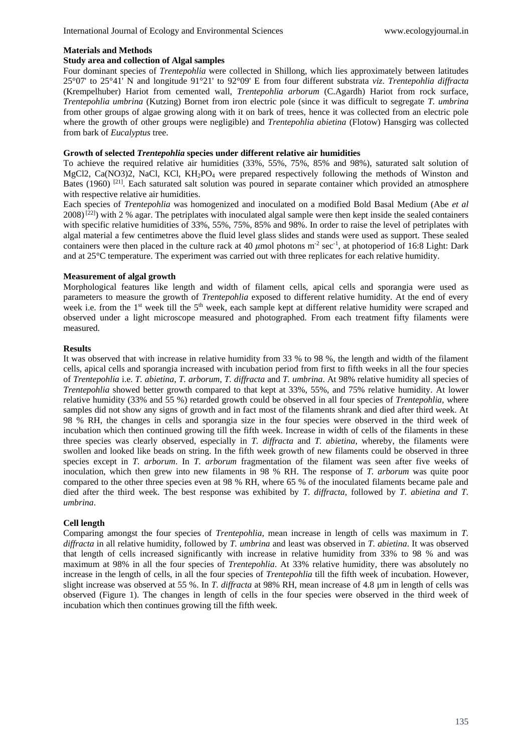## Materials and Methods

### Study area and collection of Algal samples

Four dominant species of *Trentepohlia* were collected in Shillong, which lies approximately between latitudes 25°07' to 25°41' N and longitude 91°21' to 92°09' E from four different substrata *viz*. *Trentepohlia diffracta* (Krempelhuber) Hariot from cemented wall, *Trentepohlia arborum* (C.Agardh) Hariot from rock surface, *Trentepohlia umbrina* (Kutzing) Bornet from iron electric pole (since it was difficult to segregate *T. umbrina* from other groups of algae growing along with it on bark of trees, hence it was collected from an electric pole where the growth of other groups were negligible) and *Trentepohlia abietina* (Flotow) Hansgirg was collected from bark of *Eucalyptus* tree.

### Growth of selected *Trentepohlia* species under different relative air humidities

To achieve the required relative air humidities (33%, 55%, 75%, 85% and 98%), saturated salt solution of MgCl2, Ca(NO3)2, NaCl, KCl, $KH_2PO_4$ were prepared respectively following the methods of Winston and Bates (1960) [21]. Each saturated salt solution was poured in separate container which provided an atmosphere with respective relative air humidities.

Each species of *Trentepohlia* was homogenized and inoculated on a modified Bold Basal Medium (Abe *et al* 2008) [22]) with 2 % agar. The petriplates with inoculated algal sample were then kept inside the sealed containers with specific relative humidities of 33%, 55%, 75%, 85% and 98%. In order to raise the level of petriplates with algal material a few centimetres above the fluid level glass slides and stands were used as support. These sealed containers were then placed in the culture rack at 40 $\mu$mol photons $m^{-2}$ $sec^{-1}$, at photoperiod of 16:8 Light: Dark and at 25°C temperature. The experiment was carried out with three replicates for each relative humidity.

### Measurement of algal growth

Morphological features like length and width of filament cells, apical cells and sporangia were used as parameters to measure the growth of *Trentepohlia* exposed to different relative humidity. At the end of every week i.e. from the 1st week till the 5th week, each sample kept at different relative humidity were scraped and observed under a light microscope measured and photographed. From each treatment fifty filaments were measured.

## Results

It was observed that with increase in relative humidity from 33 % to 98 %, the length and width of the filament cells, apical cells and sporangia increased with incubation period from first to fifth weeks in all the four species of *Trentepohlia* i.e. *T. abietina*, *T. arborum*, *T. diffracta* and *T. umbrina*. At 98% relative humidity all species of *Trentepohlia* showed better growth compared to that kept at 33%, 55%, and 75% relative humidity. At lower relative humidity (33% and 55 %) retarded growth could be observed in all four species of *Trentepohlia*, where samples did not show any signs of growth and in fact most of the filaments shrank and died after third week. At 98 % RH, the changes in cells and sporangia size in the four species were observed in the third week of incubation which then continued growing till the fifth week. Increase in width of cells of the filaments in these three species was clearly observed, especially in *T. diffracta* and *T. abietina*, whereby, the filaments were swollen and looked like beads on string. In the fifth week growth of new filaments could be observed in three species except in *T. arborum*. In *T. arborum* fragmentation of the filament was seen after five weeks of inoculation, which then grew into new filaments in 98 % RH. The response of *T. arborum* was quite poor compared to the other three species even at 98 % RH, where 65 % of the inoculated filaments became pale and died after the third week. The best response was exhibited by *T. diffracta*, followed by *T. abietina and T. umbrina*.

### Cell length

Comparing amongst the four species of *Trentepohlia*, mean increase in length of cells was maximum in *T. diffracta* in all relative humidity, followed by *T. umbrina* and least was observed in *T. abietina*. It was observed that length of cells increased significantly with increase in relative humidity from 33% to 98 % and was maximum at 98% in all the four species of *Trentepohlia*. At 33% relative humidity, there was absolutely no increase in the length of cells, in all the four species of *Trentepohlia* till the fifth week of incubation. However, slight increase was observed at 55 %. In *T. diffracta* at 98% RH, mean increase of 4.8 µm in length of cells was observed (Figure 1). The changes in length of cells in the four species were observed in the third week of incubation which then continues growing till the fifth week.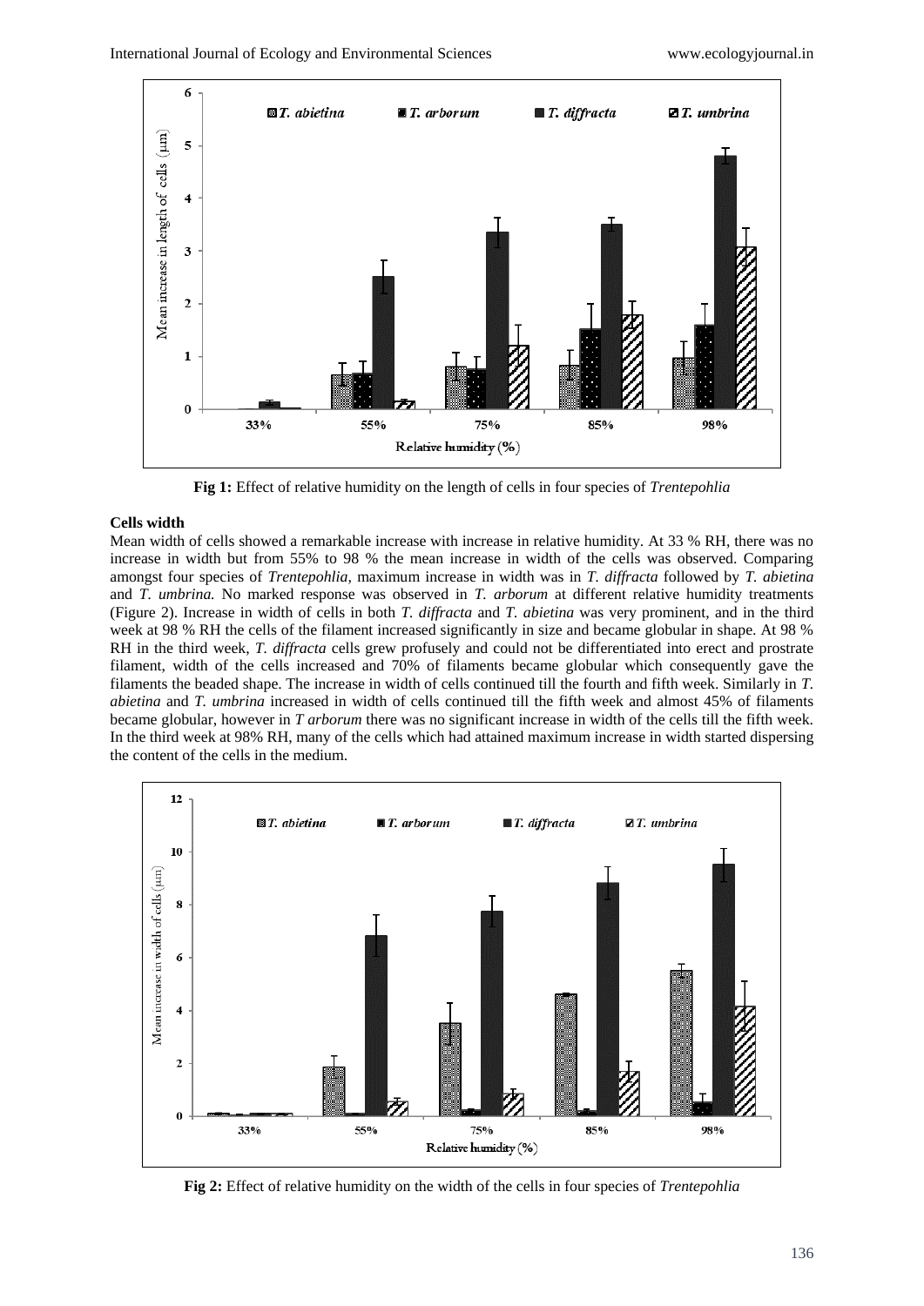**Fig 1:** Effect of relative humidity on the length of cells in four species of *Trentepohlia*

### Cells width

Mean width of cells showed a remarkable increase with increase in relative humidity. At 33 % RH, there was no increase in width but from 55% to 98 % the mean increase in width of the cells was observed. Comparing amongst four species of *Trentepohlia,* maximum increase in width was in *T. diffracta* followed by *T. abietina* and *T. umbrina.* No marked response was observed in *T. arborum* at different relative humidity treatments (Figure 2). Increase in width of cells in both *T. diffracta* and *T. abietina* was very prominent, and in the third week at 98 % RH the cells of the filament increased significantly in size and became globular in shape. At 98 % RH in the third week, *T. diffracta* cells grew profusely and could not be differentiated into erect and prostrate filament, width of the cells increased and 70% of filaments became globular which consequently gave the filaments the beaded shape. The increase in width of cells continued till the fourth and fifth week. Similarly in *T. abietina* and *T. umbrina* increased in width of cells continued till the fifth week and almost 45% of filaments became globular, however in *T arborum* there was no significant increase in width of the cells till the fifth week. In the third week at 98% RH, many of the cells which had attained maximum increase in width started dispersing the content of the cells in the medium.

**Fig 2:** Effect of relative humidity on the width of the cells in four species of *Trentepohlia*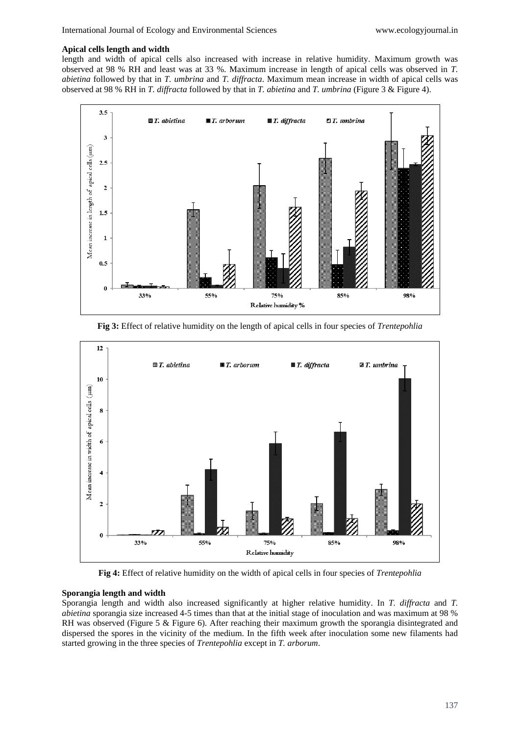### Apical cells length and width

length and width of apical cells also increased with increase in relative humidity. Maximum growth was observed at 98 % RH and least was at 33 %. Maximum increase in length of apical cells was observed in *T. abietina* followed by that in *T. umbrina* and *T. diffracta*. Maximum mean increase in width of apical cells was observed at 98 % RH in *T. diffracta* followed by that in *T. abietina* and *T. umbrina* (Figure 3 & Figure 4).

**Fig 3:** Effect of relative humidity on the length of apical cells in four species of *Trentepohlia*

**Fig 4:** Effect of relative humidity on the width of apical cells in four species of *Trentepohlia*

### Sporangia length and width

Sporangia length and width also increased significantly at higher relative humidity. In *T. diffracta* and *T. abietina* sporangia size increased 4-5 times than that at the initial stage of inoculation and was maximum at 98 % RH was observed (Figure 5 & Figure 6). After reaching their maximum growth the sporangia disintegrated and dispersed the spores in the vicinity of the medium. In the fifth week after inoculation some new filaments had started growing in the three species of *Trentepohlia* except in *T. arborum*.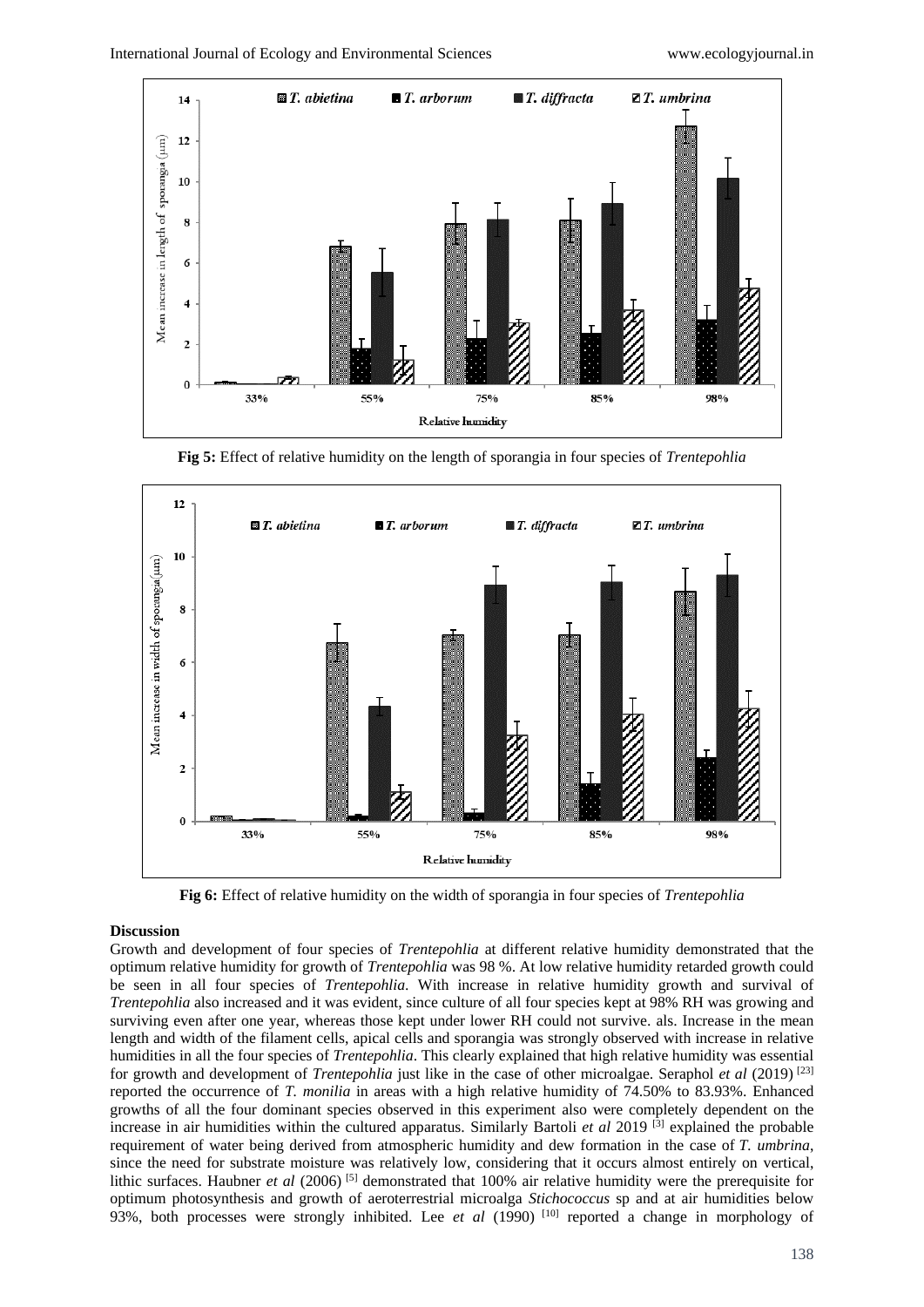**Fig 5:** Effect of relative humidity on the length of sporangia in four species of *Trentepohlia*

**Fig 6:** Effect of relative humidity on the width of sporangia in four species of *Trentepohlia*

**Discussion**

Growth and development of four species of *Trentepohlia* at different relative humidity demonstrated that the optimum relative humidity for growth of *Trentepohlia* was 98 %. At low relative humidity retarded growth could be seen in all four species of *Trentepohlia*. With increase in relative humidity growth and survival of *Trentepohlia* also increased and it was evident, since culture of all four species kept at 98% RH was growing and surviving even after one year, whereas those kept under lower RH could not survive. als. Increase in the mean length and width of the filament cells, apical cells and sporangia was strongly observed with increase in relative humidities in all the four species of *Trentepohlia*. This clearly explained that high relative humidity was essential for growth and development of *Trentepohlia* just like in the case of other microalgae. Seraphol *et al* (2019) [23] reported the occurrence of *T. monilia* in areas with a high relative humidity of 74.50% to 83.93%. Enhanced growths of all the four dominant species observed in this experiment also were completely dependent on the increase in air humidities within the cultured apparatus. Similarly Bartoli *et al* 2019 [3] explained the probable requirement of water being derived from atmospheric humidity and dew formation in the case of *T. umbrina*, since the need for substrate moisture was relatively low, considering that it occurs almost entirely on vertical, lithic surfaces. Haubner *et al* (2006) [5] demonstrated that 100% air relative humidity were the prerequisite for optimum photosynthesis and growth of aeroterrestrial microalga *Stichococcus* sp and at air humidities below 93%, both processes were strongly inhibited. Lee *et al* (1990) [10] reported a change in morphology of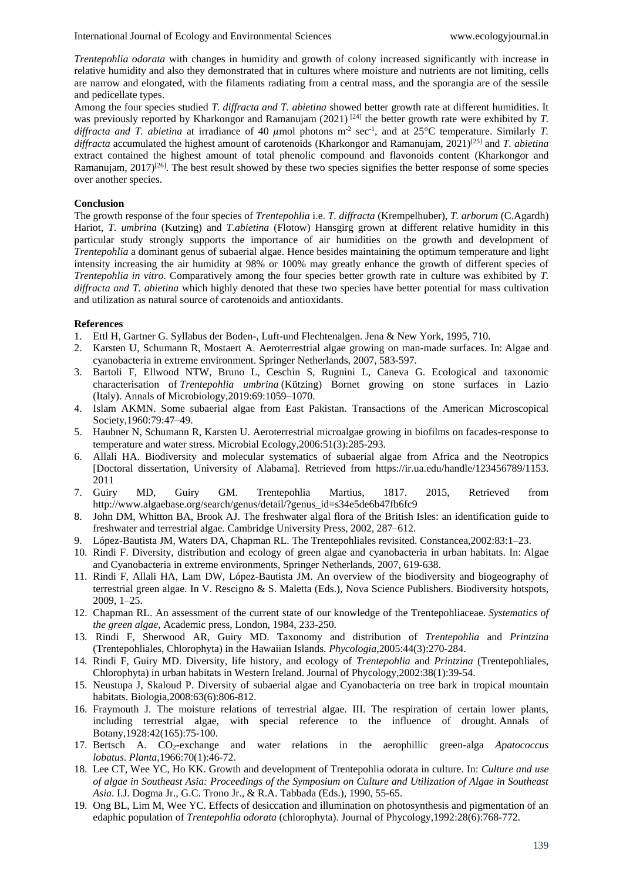*Trentepohlia odorata* with changes in humidity and growth of colony increased significantly with increase in relative humidity and also they demonstrated that in cultures where moisture and nutrients are not limiting, cells are narrow and elongated, with the filaments radiating from a central mass, and the sporangia are of the sessile and pedicellate types.

Among the four species studied *T. diffracta and T. abietina* showed better growth rate at different humidities. It was previously reported by Kharkongor and Ramanujam (2021) [24] the better growth rate were exhibited by *T. diffracta and T. abietina* at irradiance of 40 $\mu$mol photons m$^{-2}$ sec$^{-1}$, and at 25°C temperature. Similarly *T. diffracta* accumulated the highest amount of carotenoids (Kharkongor and Ramanujam, 2021)[25] and *T. abietina* extract contained the highest amount of total phenolic compound and flavonoids content (Kharkongor and Ramanujam, 2017)[26]. The best result showed by these two species signifies the better response of some species over another species.

**Conclusion**

The growth response of the four species of *Trentepohlia* i.e. *T. diffracta* (Krempelhuber), *T. arborum* (C.Agardh) Hariot, *T. umbrina* (Kutzing) and *T.abietina* (Flotow) Hansgirg grown at different relative humidity in this particular study strongly supports the importance of air humidities on the growth and development of *Trentepohlia* a dominant genus of subaerial algae. Hence besides maintaining the optimum temperature and light intensity increasing the air humidity at 98% or 100% may greatly enhance the growth of different species of *Trentepohlia in vitro*. Comparatively among the four species better growth rate in culture was exhibited by *T. diffracta and T. abietina* which highly denoted that these two species have better potential for mass cultivation and utilization as natural source of carotenoids and antioxidants.

**References**

1. Ettl H, Gartner G. Syllabus der Boden-, Luft-und Flechtenalgen. Jena & New York, 1995, 710.
2. Karsten U, Schumann R, Mostaert A. Aeroterrestrial algae growing on man-made surfaces. In: Algae and cyanobacteria in extreme environment. Springer Netherlands, 2007, 583-597.
3. Bartoli F, Ellwood NTW, Bruno L, Ceschin S, Rugnini L, Caneva G. Ecological and taxonomic characterisation of *Trentepohlia umbrina* (Kützing) Bornet growing on stone surfaces in Lazio (Italy). Annals of Microbiology,2019:69:1059–1070.
4. Islam AKMN. Some subaerial algae from East Pakistan. Transactions of the American Microscopical Society,1960:79:47–49.
5. Haubner N, Schumann R, Karsten U. Aeroterrestrial microalgae growing in biofilms on facades-response to temperature and water stress. Microbial Ecology,2006:51(3):285-293.
6. Allali HA. Biodiversity and molecular systematics of subaerial algae from Africa and the Neotropics [Doctoral dissertation, University of Alabama]. Retrieved from https://ir.ua.edu/handle/123456789/1153. 2011
7. Guiry MD, Guiry GM. Trentepohlia Martius, 1817. 2015, Retrieved from http://www.algaebase.org/search/genus/detail/?genus_id=s34e5de6b47fb6fc9
8. John DM, Whitton BA, Brook AJ. The freshwater algal flora of the British Isles: an identification guide to freshwater and terrestrial algae. Cambridge University Press, 2002, 287–612.
9. López-Bautista JM, Waters DA, Chapman RL. The Trentepohliales revisited. Constancea,2002:83:1–23.
10. Rindi F. Diversity, distribution and ecology of green algae and cyanobacteria in urban habitats. In: Algae and Cyanobacteria in extreme environments, Springer Netherlands, 2007, 619-638.
11. Rindi F, Allali HA, Lam DW, López-Bautista JM. An overview of the biodiversity and biogeography of terrestrial green algae. In V. Rescigno & S. Maletta (Eds.), Nova Science Publishers. Biodiversity hotspots, 2009, 1–25.
12. Chapman RL. An assessment of the current state of our knowledge of the Trentepohliaceae. *Systematics of the green algae*, Academic press, London, 1984, 233-250.
13. Rindi F, Sherwood AR, Guiry MD. Taxonomy and distribution of *Trentepohlia* and *Printzina* (Trentepohliales, Chlorophyta) in the Hawaiian Islands. *Phycologia*,2005:44(3):270-284.
14. Rindi F, Guiry MD. Diversity, life history, and ecology of *Trentepohlia* and *Printzina* (Trentepohliales, Chlorophyta) in urban habitats in Western Ireland. Journal of Phycology,2002:38(1):39-54.
15. Neustupa J, Skaloud P. Diversity of subaerial algae and Cyanobacteria on tree bark in tropical mountain habitats. Biologia,2008:63(6):806-812.
16. Fraymouth J. The moisture relations of terrestrial algae. III. The respiration of certain lower plants, including terrestrial algae, with special reference to the influence of drought. Annals of Botany,1928:42(165):75-100.
17. Bertsch A. $CO_2$-exchange and water relations in the aerophillic green-alga *Apatococcus lobatus*. *Planta*,1966:70(1):46-72.
18. Lee CT, Wee YC, Ho KK. Growth and development of Trentepohlia odorata in culture. In: *Culture and use of algae in Southeast Asia: Proceedings of the Symposium on Culture and Utilization of Algae in Southeast Asia*. I.J. Dogma Jr., G.C. Trono Jr., & R.A. Tabbada (Eds.), 1990, 55-65.
19. Ong BL, Lim M, Wee YC. Effects of desiccation and illumination on photosynthesis and pigmentation of an edaphic population of *Trentepohlia odorata* (chlorophyta). Journal of Phycology,1992:28(6):768-772.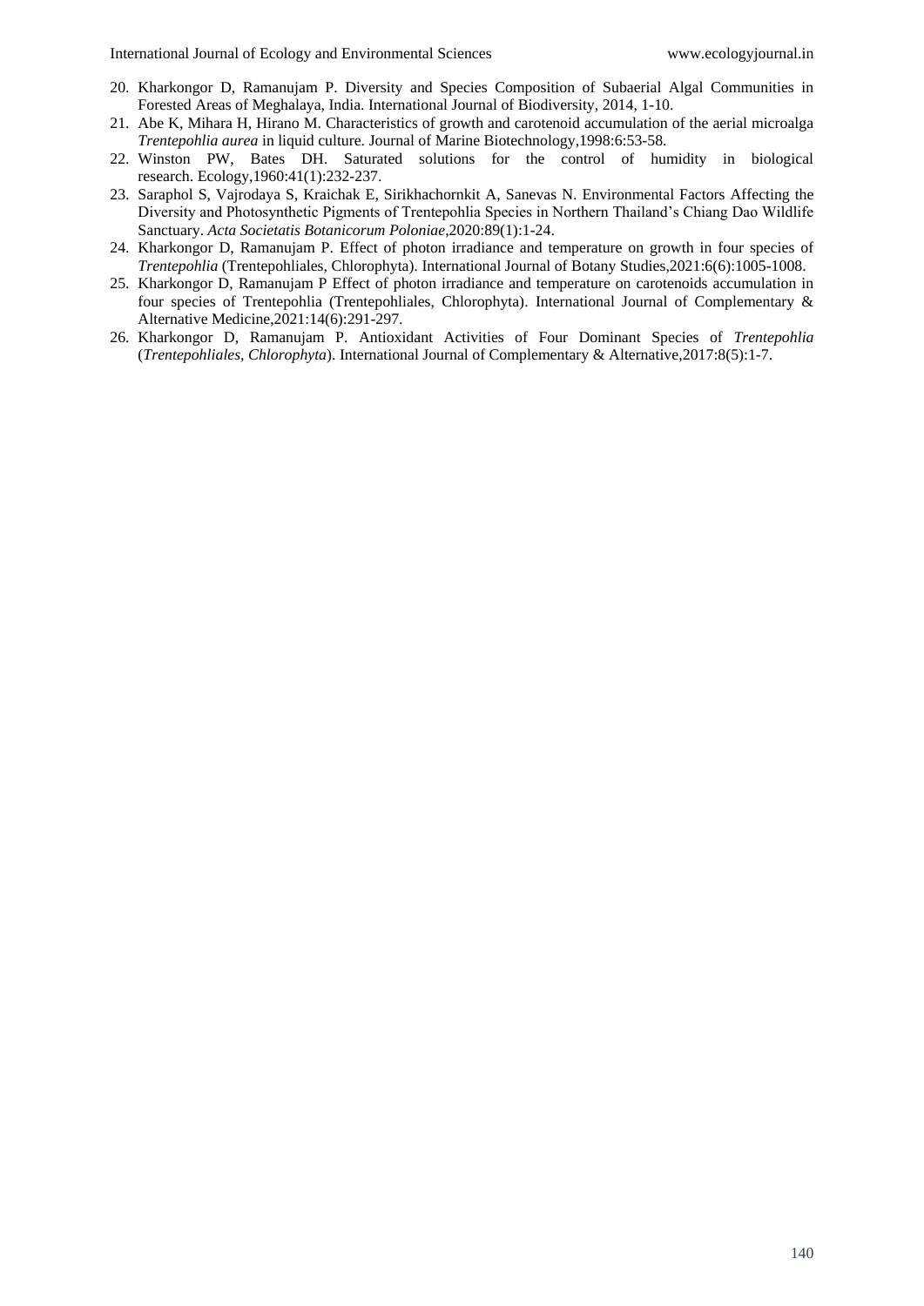20. Kharkongor D, Ramanujam P. Diversity and Species Composition of Subaerial Algal Communities in Forested Areas of Meghalaya, India. International Journal of Biodiversity, 2014, 1-10.
21. Abe K, Mihara H, Hirano M. Characteristics of growth and carotenoid accumulation of the aerial microalga *Trentepohlia aurea* in liquid culture. Journal of Marine Biotechnology,1998:6:53-58.
22. Winston PW, Bates DH. Saturated solutions for the control of humidity in biological research. Ecology,1960:41(1):232-237.
23. Saraphol S, Vajrodaya S, Kraichak E, Sirikhachornkit A, Sanevas N. Environmental Factors Affecting the Diversity and Photosynthetic Pigments of Trentepohlia Species in Northern Thailand's Chiang Dao Wildlife Sanctuary. *Acta Societatis Botanicorum Poloniae*,2020:89(1):1-24.
24. Kharkongor D, Ramanujam P. Effect of photon irradiance and temperature on growth in four species of *Trentepohlia* (Trentepohliales, Chlorophyta). International Journal of Botany Studies,2021:6(6):1005-1008.
25. Kharkongor D, Ramanujam P Effect of photon irradiance and temperature on carotenoids accumulation in four species of Trentepohlia (Trentepohliales, Chlorophyta). International Journal of Complementary & Alternative Medicine,2021:14(6):291-297.
26. Kharkongor D, Ramanujam P. Antioxidant Activities of Four Dominant Species of *Trentepohlia* (*Trentepohliales, Chlorophyta*). International Journal of Complementary & Alternative,2017:8(5):1-7.